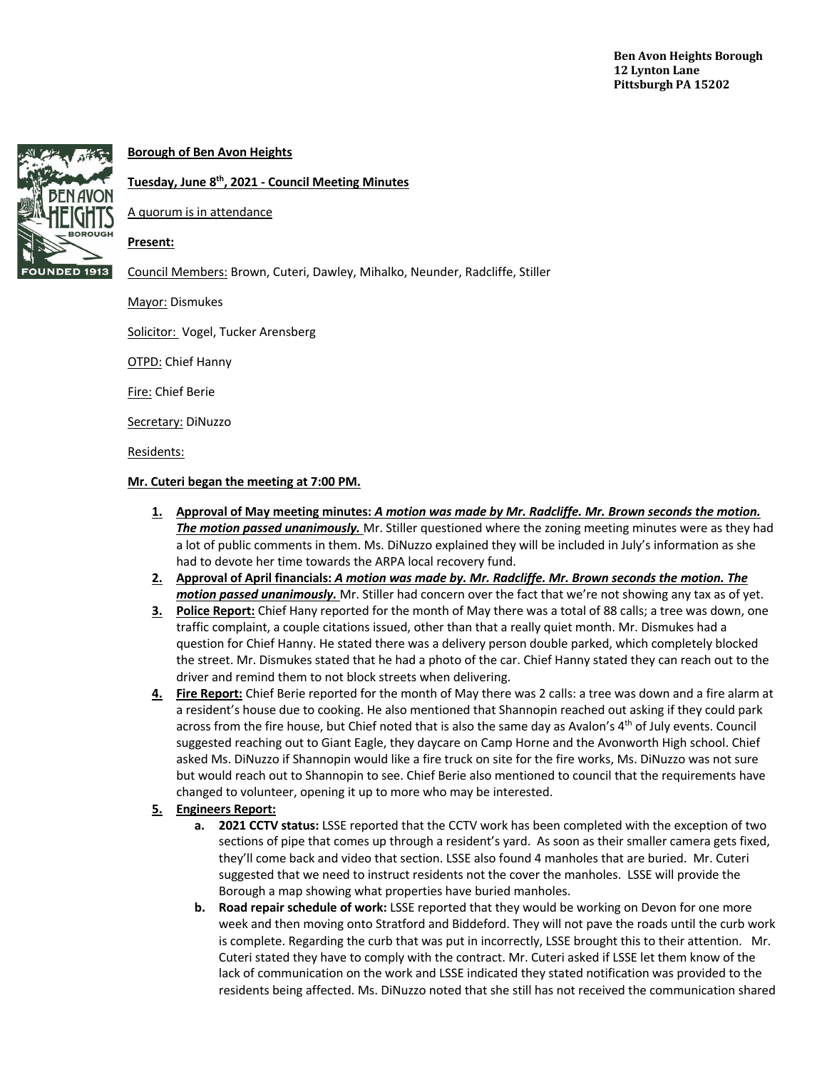Ben Avon Heights Borough
12 Lynton Lane
Pittsburgh PA 15202

**Borough of Ben Avon Heights**

**Tuesday, June 8th, 2021 - Council Meeting Minutes**

A quorum is in attendance

**Present:**

Council Members: Brown, Cuteri, Dawley, Mihalko, Neunder, Radcliffe, Stiller

Mayor: Dismukes

Solicitor: Vogel, Tucker Arensberg

OTPD: Chief Hanny

Fire: Chief Berie

Secretary: DiNuzzo

Residents:

**Mr. Cuteri began the meeting at 7:00 PM.**

1. **Approval of May meeting minutes:** ***A motion was made by Mr. Radcliffe. Mr. Brown seconds the motion. The motion passed unanimously.*** Mr. Stiller questioned where the zoning meeting minutes were as they had a lot of public comments in them. Ms. DiNuzzo explained they will be included in July's information as she had to devote her time towards the ARPA local recovery fund.
2. **Approval of April financials:** ***A motion was made by. Mr. Radcliffe. Mr. Brown seconds the motion. The motion passed unanimously.*** Mr. Stiller had concern over the fact that we're not showing any tax as of yet.
3. **Police Report:** Chief Hany reported for the month of May there was a total of 88 calls; a tree was down, one traffic complaint, a couple citations issued, other than that a really quiet month. Mr. Dismukes had a question for Chief Hanny. He stated there was a delivery person double parked, which completely blocked the street. Mr. Dismukes stated that he had a photo of the car. Chief Hanny stated they can reach out to the driver and remind them to not block streets when delivering.
4. **Fire Report:** Chief Berie reported for the month of May there was 2 calls: a tree was down and a fire alarm at a resident's house due to cooking. He also mentioned that Shannopin reached out asking if they could park across from the fire house, but Chief noted that is also the same day as Avalon's 4th of July events. Council suggested reaching out to Giant Eagle, they daycare on Camp Horne and the Avonworth High school. Chief asked Ms. DiNuzzo if Shannopin would like a fire truck on site for the fire works, Ms. DiNuzzo was not sure but would reach out to Shannopin to see. Chief Berie also mentioned to council that the requirements have changed to volunteer, opening it up to more who may be interested.
5. **Engineers Report:**
   a. **2021 CCTV status:** LSSE reported that the CCTV work has been completed with the exception of two sections of pipe that comes up through a resident's yard. As soon as their smaller camera gets fixed, they'll come back and video that section. LSSE also found 4 manholes that are buried. Mr. Cuteri suggested that we need to instruct residents not the cover the manholes. LSSE will provide the Borough a map showing what properties have buried manholes.
   b. **Road repair schedule of work:** LSSE reported that they would be working on Devon for one more week and then moving onto Stratford and Biddeford. They will not pave the roads until the curb work is complete. Regarding the curb that was put in incorrectly, LSSE brought this to their attention. Mr. Cuteri stated they have to comply with the contract. Mr. Cuteri asked if LSSE let them know of the lack of communication on the work and LSSE indicated they stated notification was provided to the residents being affected. Ms. DiNuzzo noted that she still has not received the communication shared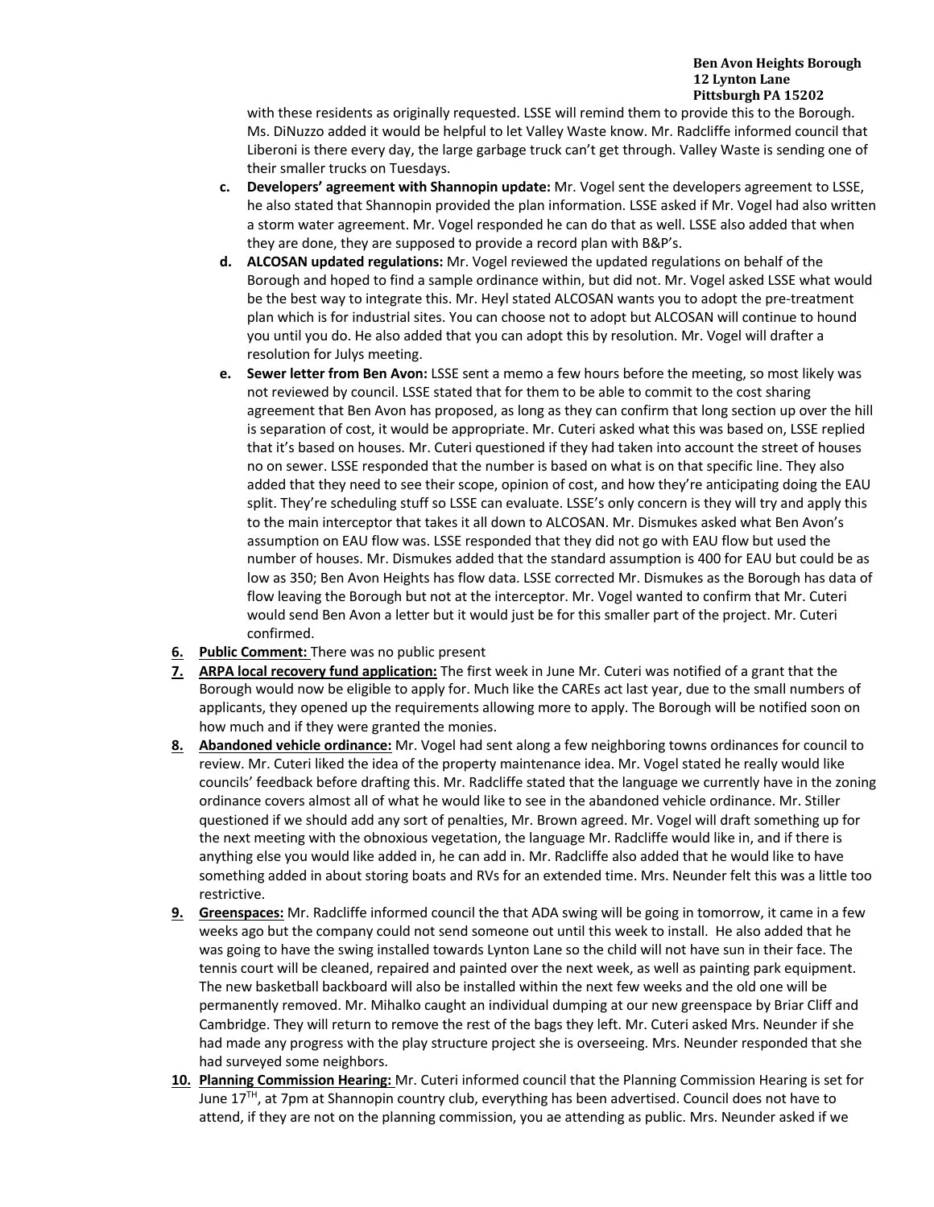with these residents as originally requested. LSSE will remind them to provide this to the Borough. Ms. DiNuzzo added it would be helpful to let Valley Waste know. Mr. Radcliffe informed council that Liberoni is there every day, the large garbage truck can't get through. Valley Waste is sending one of their smaller trucks on Tuesdays.

c. **Developers' agreement with Shannopin update:** Mr. Vogel sent the developers agreement to LSSE, he also stated that Shannopin provided the plan information. LSSE asked if Mr. Vogel had also written a storm water agreement. Mr. Vogel responded he can do that as well. LSSE also added that when they are done, they are supposed to provide a record plan with B&P's.

d. **ALCOSAN updated regulations:** Mr. Vogel reviewed the updated regulations on behalf of the Borough and hoped to find a sample ordinance within, but did not. Mr. Vogel asked LSSE what would be the best way to integrate this. Mr. Heyl stated ALCOSAN wants you to adopt the pre-treatment plan which is for industrial sites. You can choose not to adopt but ALCOSAN will continue to hound you until you do. He also added that you can adopt this by resolution. Mr. Vogel will drafter a resolution for Julys meeting.

e. **Sewer letter from Ben Avon:** LSSE sent a memo a few hours before the meeting, so most likely was not reviewed by council. LSSE stated that for them to be able to commit to the cost sharing agreement that Ben Avon has proposed, as long as they can confirm that long section up over the hill is separation of cost, it would be appropriate. Mr. Cuteri asked what this was based on, LSSE replied that it's based on houses. Mr. Cuteri questioned if they had taken into account the street of houses no on sewer. LSSE responded that the number is based on what is on that specific line. They also added that they need to see their scope, opinion of cost, and how they're anticipating doing the EAU split. They're scheduling stuff so LSSE can evaluate. LSSE's only concern is they will try and apply this to the main interceptor that takes it all down to ALCOSAN. Mr. Dismukes asked what Ben Avon's assumption on EAU flow was. LSSE responded that they did not go with EAU flow but used the number of houses. Mr. Dismukes added that the standard assumption is 400 for EAU but could be as low as 350; Ben Avon Heights has flow data. LSSE corrected Mr. Dismukes as the Borough has data of flow leaving the Borough but not at the interceptor. Mr. Vogel wanted to confirm that Mr. Cuteri would send Ben Avon a letter but it would just be for this smaller part of the project. Mr. Cuteri confirmed.

6. **Public Comment:** There was no public present

7. **ARPA local recovery fund application:** The first week in June Mr. Cuteri was notified of a grant that the Borough would now be eligible to apply for. Much like the CAREs act last year, due to the small numbers of applicants, they opened up the requirements allowing more to apply. The Borough will be notified soon on how much and if they were granted the monies.

8. **Abandoned vehicle ordinance:** Mr. Vogel had sent along a few neighboring towns ordinances for council to review. Mr. Cuteri liked the idea of the property maintenance idea. Mr. Vogel stated he really would like councils' feedback before drafting this. Mr. Radcliffe stated that the language we currently have in the zoning ordinance covers almost all of what he would like to see in the abandoned vehicle ordinance. Mr. Stiller questioned if we should add any sort of penalties, Mr. Brown agreed. Mr. Vogel will draft something up for the next meeting with the obnoxious vegetation, the language Mr. Radcliffe would like in, and if there is anything else you would like added in, he can add in. Mr. Radcliffe also added that he would like to have something added in about storing boats and RVs for an extended time. Mrs. Neunder felt this was a little too restrictive.

9. **Greenspaces:** Mr. Radcliffe informed council the that ADA swing will be going in tomorrow, it came in a few weeks ago but the company could not send someone out until this week to install. He also added that he was going to have the swing installed towards Lynton Lane so the child will not have sun in their face. The tennis court will be cleaned, repaired and painted over the next week, as well as painting park equipment. The new basketball backboard will also be installed within the next few weeks and the old one will be permanently removed. Mr. Mihalko caught an individual dumping at our new greenspace by Briar Cliff and Cambridge. They will return to remove the rest of the bags they left. Mr. Cuteri asked Mrs. Neunder if she had made any progress with the play structure project she is overseeing. Mrs. Neunder responded that she had surveyed some neighbors.

10. **Planning Commission Hearing:** Mr. Cuteri informed council that the Planning Commission Hearing is set for June 17[TH], at 7pm at Shannopin country club, everything has been advertised. Council does not have to attend, if they are not on the planning commission, you ae attending as public. Mrs. Neunder asked if we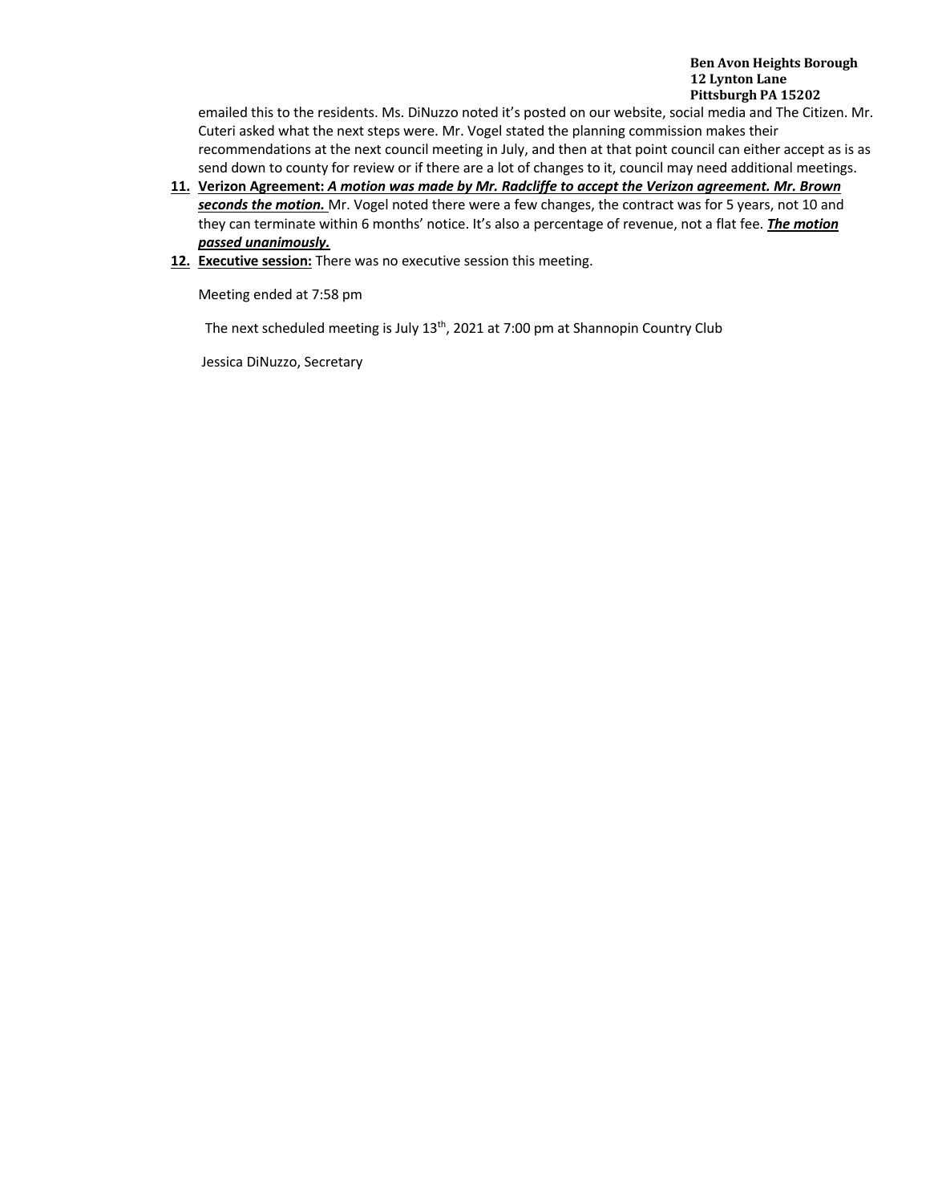emailed this to the residents. Ms. DiNuzzo noted it's posted on our website, social media and The Citizen. Mr. Cuteri asked what the next steps were. Mr. Vogel stated the planning commission makes their recommendations at the next council meeting in July, and then at that point council can either accept as is as send down to county for review or if there are a lot of changes to it, council may need additional meetings.

11. **Verizon Agreement:** ***A motion was made by Mr. Radcliffe to accept the Verizon agreement. Mr. Brown seconds the motion.*** Mr. Vogel noted there were a few changes, the contract was for 5 years, not 10 and they can terminate within 6 months' notice. It's also a percentage of revenue, not a flat fee. ***The motion passed unanimously.***
12. **Executive session:** There was no executive session this meeting.

Meeting ended at 7:58 pm

The next scheduled meeting is July 13th, 2021 at 7:00 pm at Shannopin Country Club

Jessica DiNuzzo, Secretary